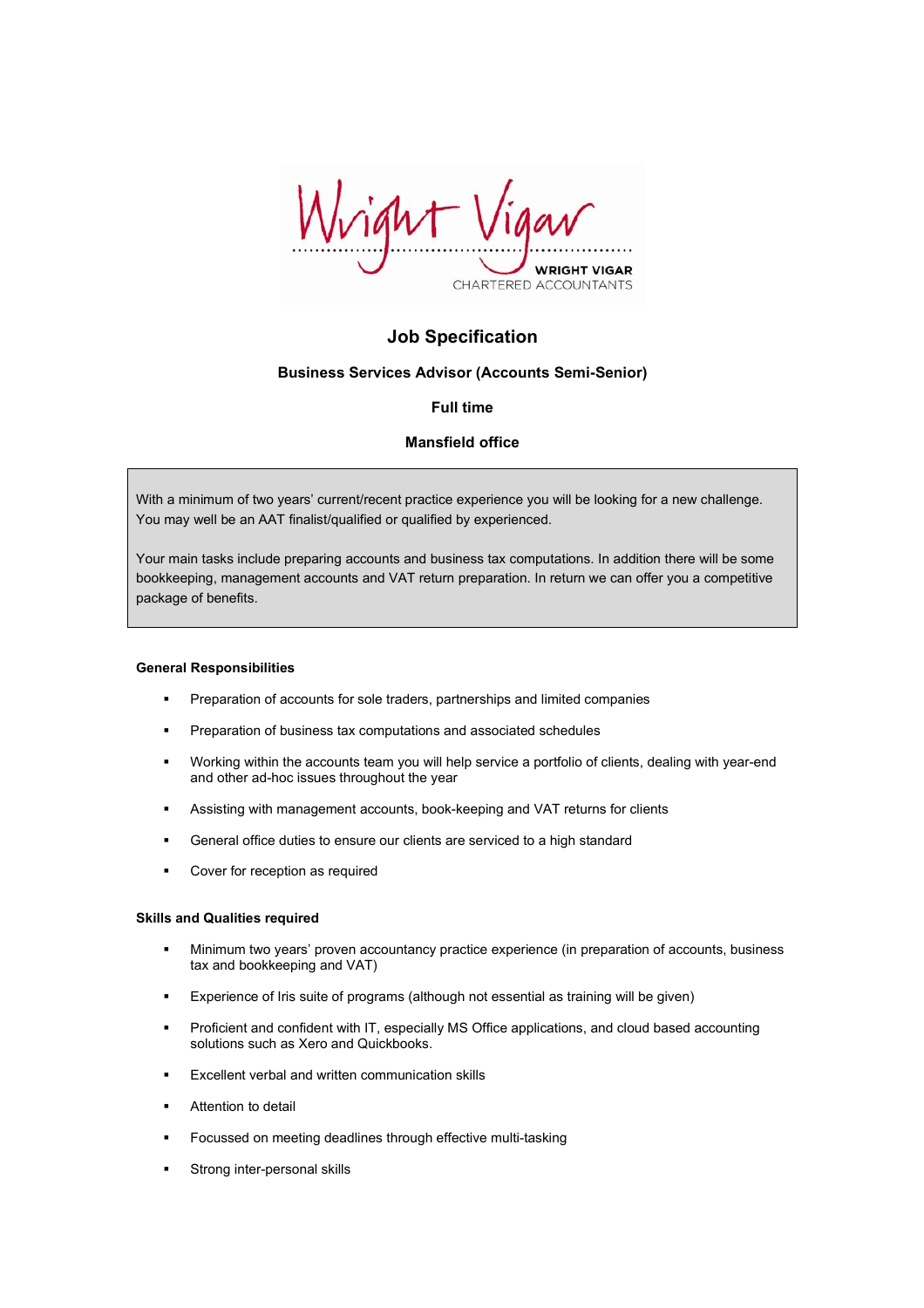Wright Vigar

WRIGHT VIGAR
CHARTERED ACCOUNTANTS

# Job Specification

**Business Services Advisor (Accounts Semi-Senior)**

**Full time**

**Mansfield office**

With a minimum of two years' current/recent practice experience you will be looking for a new challenge. You may well be an AAT finalist/qualified or qualified by experienced.

Your main tasks include preparing accounts and business tax computations. In addition there will be some bookkeeping, management accounts and VAT return preparation. In return we can offer you a competitive package of benefits.

### General Responsibilities

- Preparation of accounts for sole traders, partnerships and limited companies
- Preparation of business tax computations and associated schedules
- Working within the accounts team you will help service a portfolio of clients, dealing with year-end and other ad-hoc issues throughout the year
- Assisting with management accounts, book-keeping and VAT returns for clients
- General office duties to ensure our clients are serviced to a high standard
- Cover for reception as required

### Skills and Qualities required

- Minimum two years' proven accountancy practice experience (in preparation of accounts, business tax and bookkeeping and VAT)
- Experience of Iris suite of programs (although not essential as training will be given)
- Proficient and confident with IT, especially MS Office applications, and cloud based accounting solutions such as Xero and Quickbooks.
- Excellent verbal and written communication skills
- Attention to detail
- Focussed on meeting deadlines through effective multi-tasking
- Strong inter-personal skills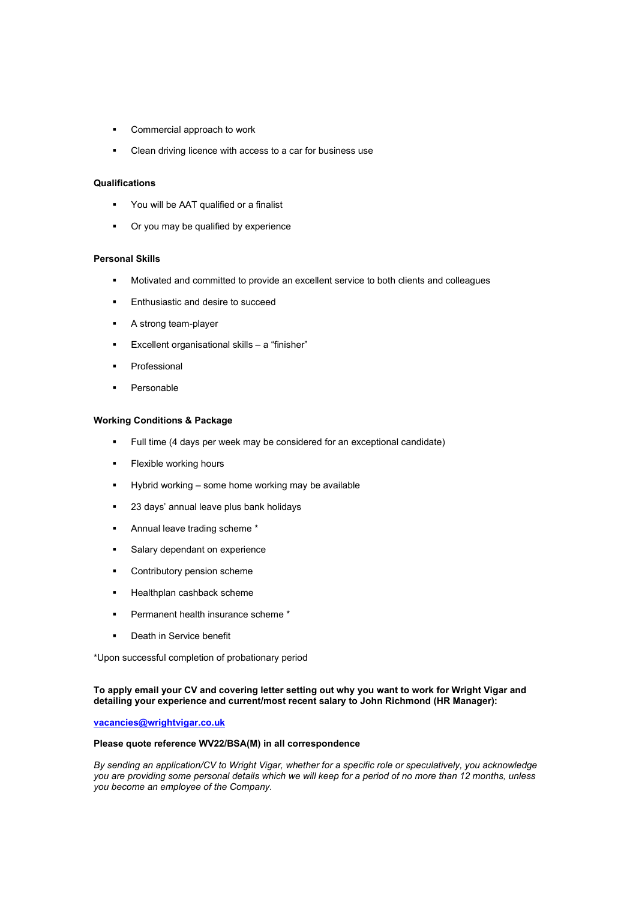- Commercial approach to work
- Clean driving licence with access to a car for business use

**Qualifications**

- You will be AAT qualified or a finalist
- Or you may be qualified by experience

**Personal Skills**

- Motivated and committed to provide an excellent service to both clients and colleagues
- Enthusiastic and desire to succeed
- A strong team-player
- Excellent organisational skills – a "finisher"
- Professional
- Personable

**Working Conditions & Package**

- Full time (4 days per week may be considered for an exceptional candidate)
- Flexible working hours
- Hybrid working – some home working may be available
- 23 days' annual leave plus bank holidays
- Annual leave trading scheme *
- Salary dependant on experience
- Contributory pension scheme
- Healthplan cashback scheme
- Permanent health insurance scheme *
- Death in Service benefit

*Upon successful completion of probationary period

**To apply email your CV and covering letter setting out why you want to work for Wright Vigar and detailing your experience and current/most recent salary to John Richmond (HR Manager):**

**vacancies@wrightvigar.co.uk**

**Please quote reference WV22/BSA(M) in all correspondence**

*By sending an application/CV to Wright Vigar, whether for a specific role or speculatively, you acknowledge you are providing some personal details which we will keep for a period of no more than 12 months, unless you become an employee of the Company.*